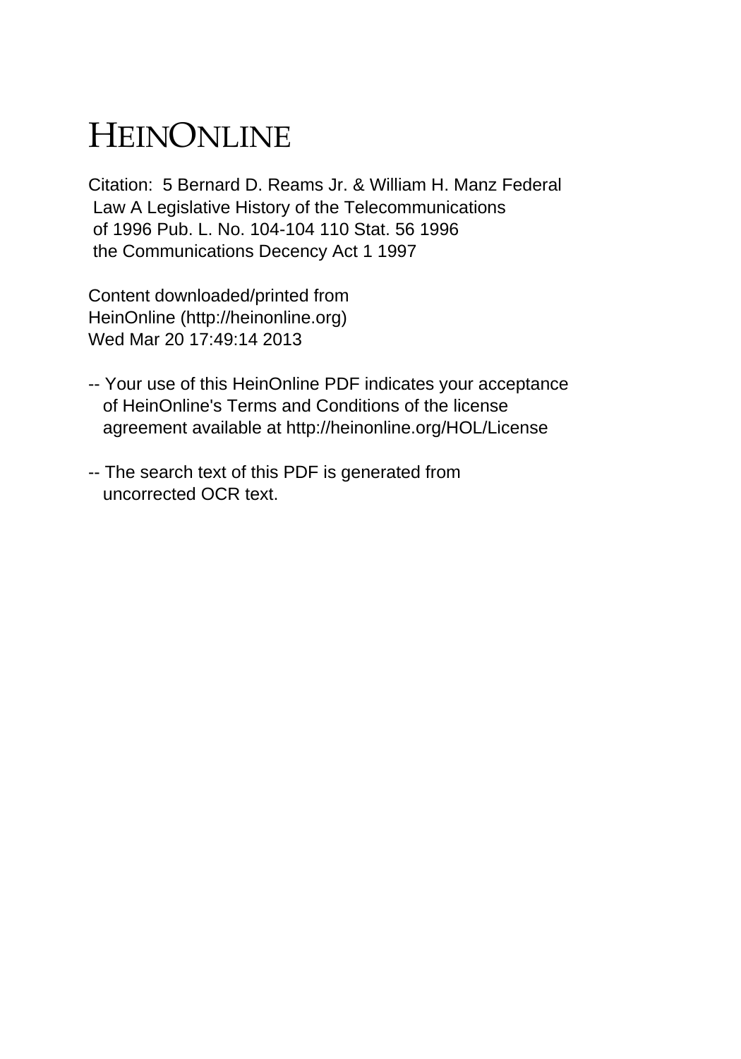# HEINONLINE

Citation: 5 Bernard D. Reams Jr. & William H. Manz Federal Law A Legislative History of the Telecommunications of 1996 Pub. L. No. 104-104 110 Stat. 56 1996 the Communications Decency Act 1 1997

Content downloaded/printed from HeinOnline (http://heinonline.org) Wed Mar 20 17:49:14 2013

- -- Your use of this HeinOnline PDF indicates your acceptance of HeinOnline's Terms and Conditions of the license agreement available at http://heinonline.org/HOL/License

- -- The search text of this PDF is generated from uncorrected OCR text.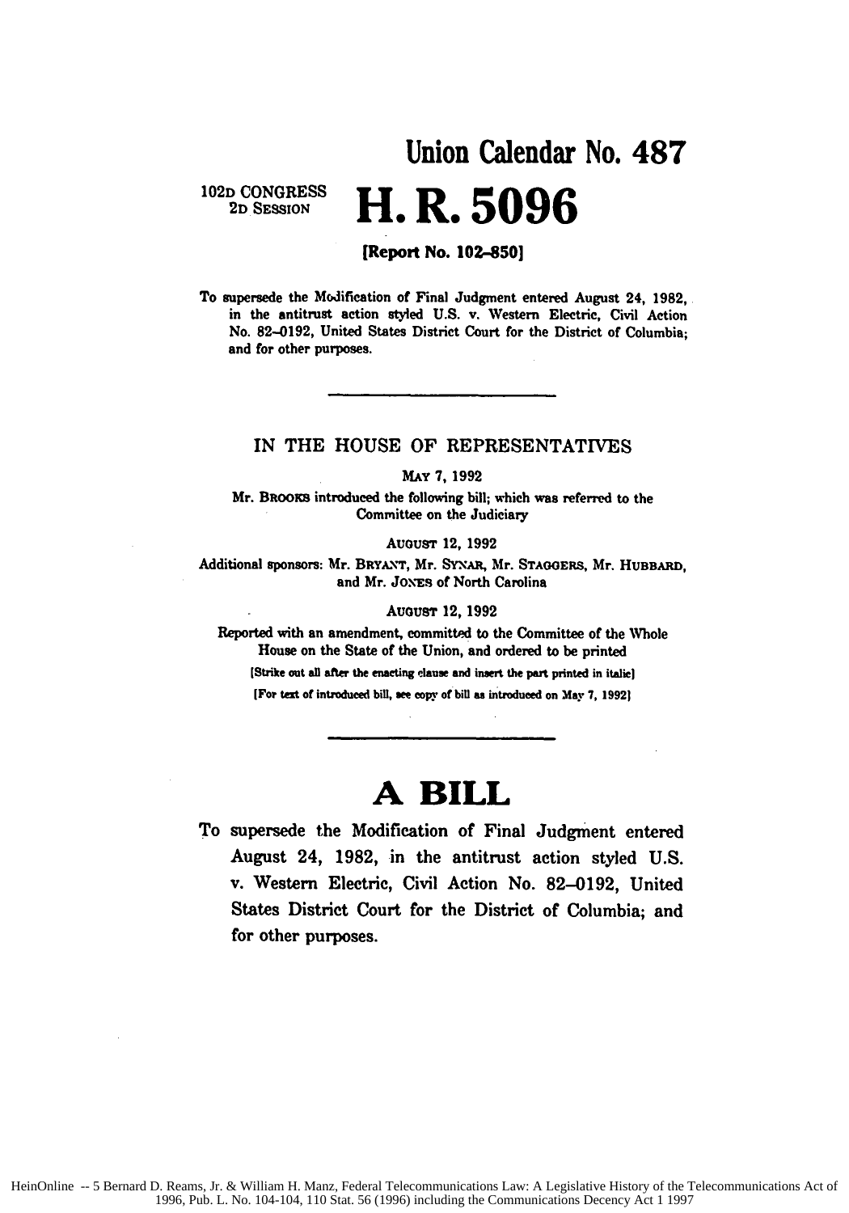# Union Calendar No. 487

102D CONGRESS
2D SESSION

# H. R. 5096

**[Report No. 102–850]**

To supersede the Modification of Final Judgment entered August 24, 1982, in the antitrust action styled U.S. v. Western Electric, Civil Action No. 82–0192, United States District Court for the District of Columbia; and for other purposes.

---

IN THE HOUSE OF REPRESENTATIVES

MAY 7, 1992

Mr. BROOKS introduced the following bill; which was referred to the Committee on the Judiciary

AUGUST 12, 1992

Additional sponsors: Mr. BRYANT, Mr. SYNAR, Mr. STAGGERS, Mr. HUBBARD, and Mr. JONES of North Carolina

AUGUST 12, 1992

Reported with an amendment, committed to the Committee of the Whole House on the State of the Union, and ordered to be printed

[Strike out all after the enacting clause and insert the part printed in italic]

[For text of introduced bill, see copy of bill as introduced on May 7, 1992]

---

# A BILL

To supersede the Modification of Final Judgment entered August 24, 1982, in the antitrust action styled U.S. v. Western Electric, Civil Action No. 82–0192, United States District Court for the District of Columbia; and for other purposes.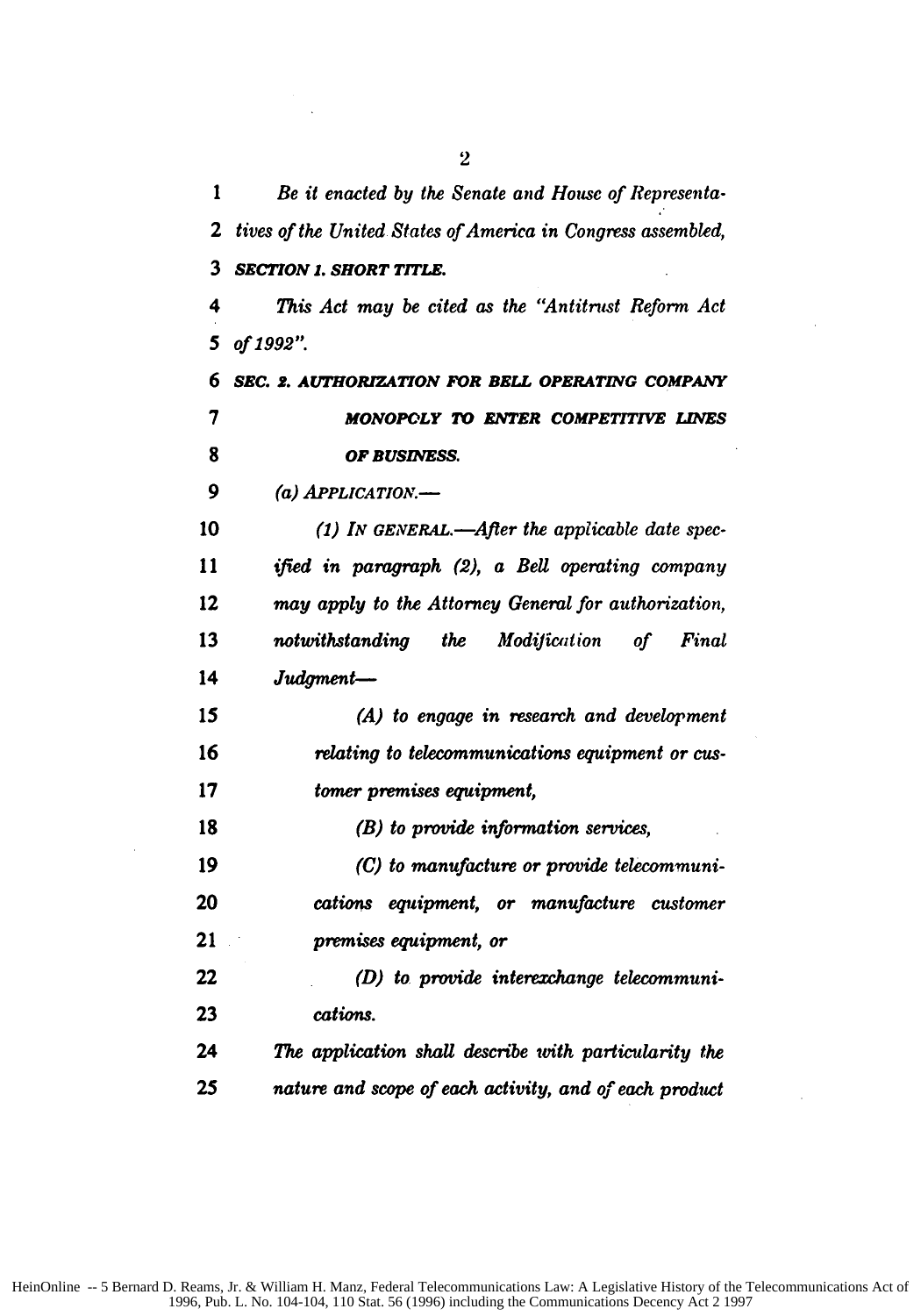*Be it enacted by the Senate and House of Representatives of the United States of America in Congress assembled,*

***SECTION 1. SHORT TITLE.***

*This Act may be cited as the "Antitrust Reform Act of 1992".*

***SEC. 2. AUTHORIZATION FOR BELL OPERATING COMPANY MONOPOLY TO ENTER COMPETITIVE LINES OF BUSINESS.***

*(a) APPLICATION.—*

*(1) IN GENERAL.—After the applicable date specified in paragraph (2), a Bell operating company may apply to the Attorney General for authorization, notwithstanding the Modification of Final Judgment—*

*(A) to engage in research and development relating to telecommunications equipment or customer premises equipment,*

*(B) to provide information services,*

*(C) to manufacture or provide telecommunications equipment, or manufacture customer premises equipment, or*

*(D) to provide interexchange telecommunications.*

*The application shall describe with particularity the nature and scope of each activity, and of each product*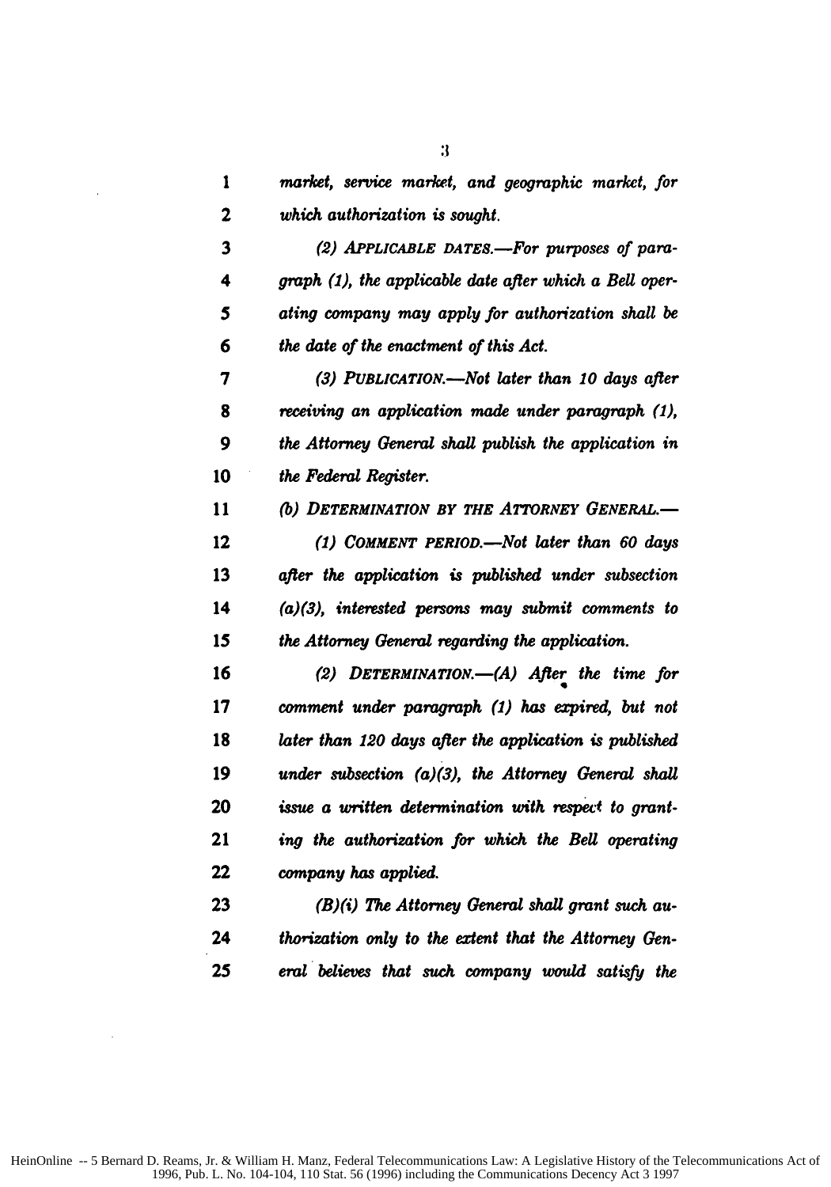*market, service market, and geographic market, for which authorization is sought.*

*(2) APPLICABLE DATES.—For purposes of paragraph (1), the applicable date after which a Bell operating company may apply for authorization shall be the date of the enactment of this Act.*

*(3) PUBLICATION.—Not later than 10 days after receiving an application made under paragraph (1), the Attorney General shall publish the application in the Federal Register.*

*(b) DETERMINATION BY THE ATTORNEY GENERAL.—*

*(1) COMMENT PERIOD.—Not later than 60 days after the application is published under subsection (a)(3), interested persons may submit comments to the Attorney General regarding the application.*

*(2) DETERMINATION.—(A) After the time for comment under paragraph (1) has expired, but not later than 120 days after the application is published under subsection (a)(3), the Attorney General shall issue a written determination with respect to granting the authorization for which the Bell operating company has applied.*

*(B)(i) The Attorney General shall grant such authorization only to the extent that the Attorney General believes that such company would satisfy the*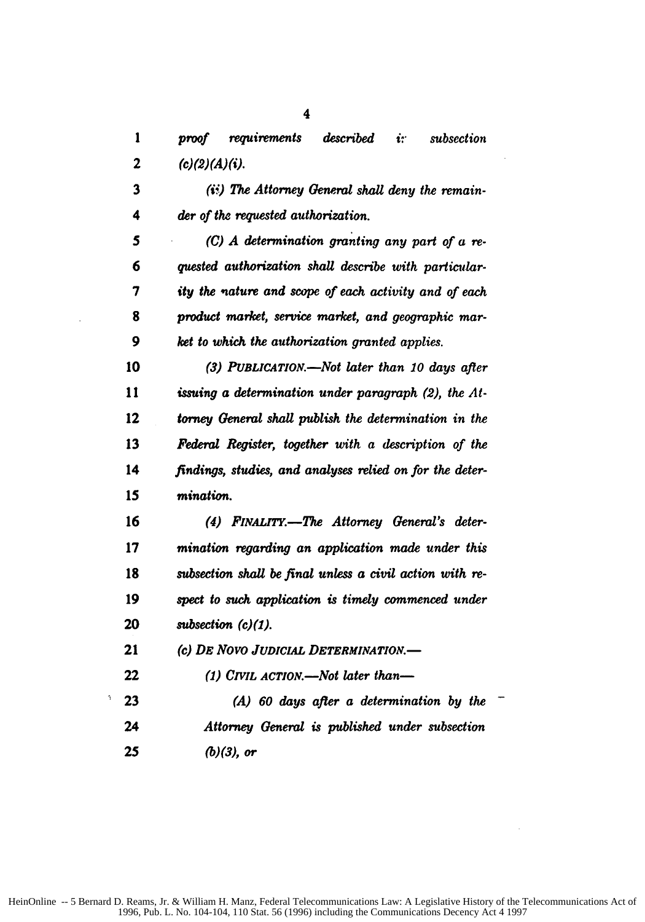*proof requirements described in subsection (c)(2)(A)(i).*

*(ii) The Attorney General shall deny the remainder of the requested authorization.*

*(C) A determination granting any part of a requested authorization shall describe with particularity the nature and scope of each activity and of each product market, service market, and geographic market to which the authorization granted applies.*

*(3) PUBLICATION.—Not later than 10 days after issuing a determination under paragraph (2), the Attorney General shall publish the determination in the Federal Register, together with a description of the findings, studies, and analyses relied on for the determination.*

*(4) FINALITY.—The Attorney General's determination regarding an application made under this subsection shall be final unless a civil action with respect to such application is timely commenced under subsection (c)(1).*

*(c) DE NOVO JUDICIAL DETERMINATION.—*

*(1) CIVIL ACTION.—Not later than—*

*(A) 60 days after a determination by the Attorney General is published under subsection (b)(3), or*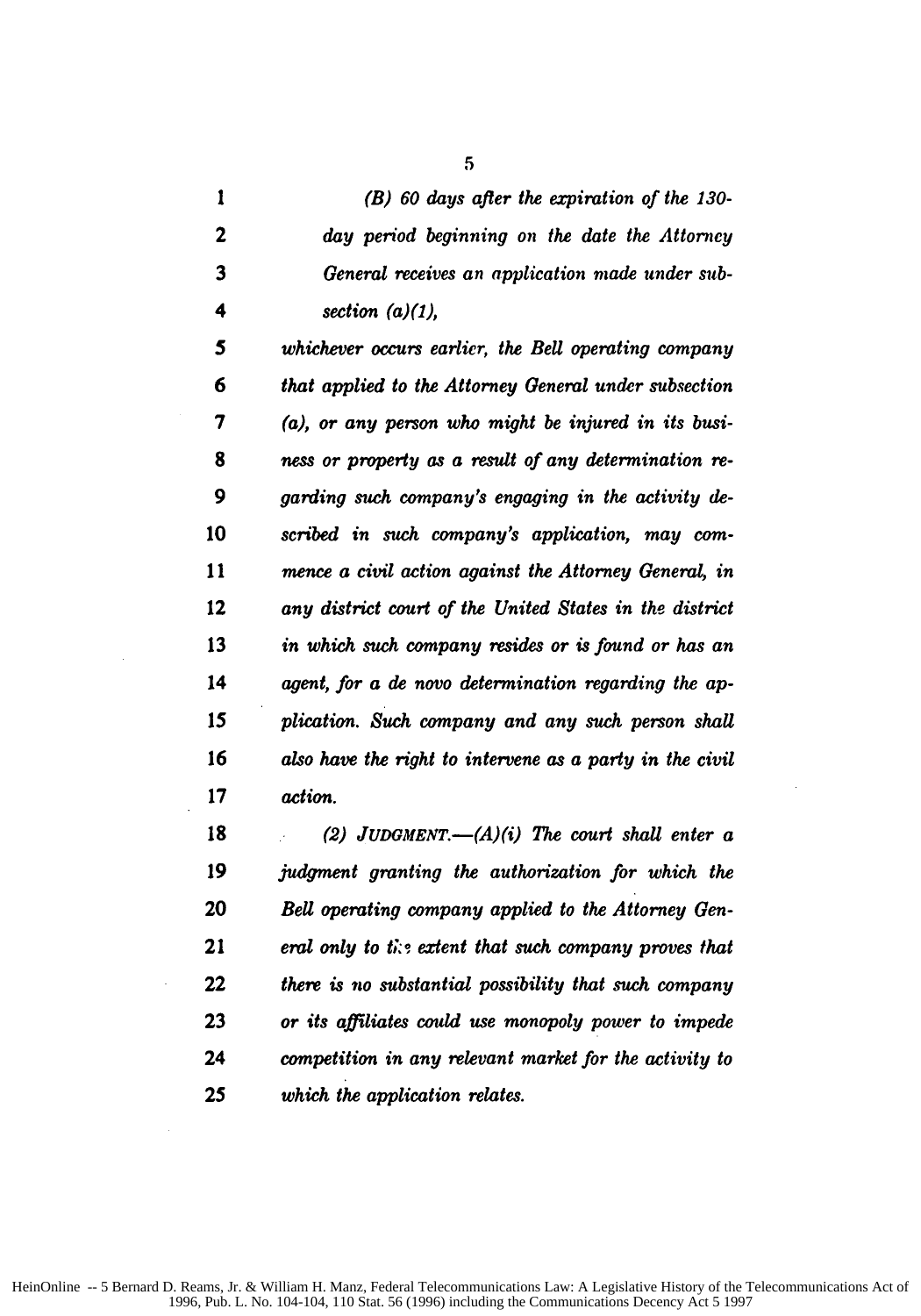*(B) 60 days after the expiration of the 130-day period beginning on the date the Attorney General receives an application made under subsection (a)(1),*

*whichever occurs earlier, the Bell operating company that applied to the Attorney General under subsection (a), or any person who might be injured in its business or property as a result of any determination regarding such company's engaging in the activity described in such company's application, may commence a civil action against the Attorney General, in any district court of the United States in the district in which such company resides or is found or has an agent, for a de novo determination regarding the application. Such company and any such person shall also have the right to intervene as a party in the civil action.*

*(2) JUDGMENT.—(A)(i) The court shall enter a judgment granting the authorization for which the Bell operating company applied to the Attorney General only to the extent that such company proves that there is no substantial possibility that such company or its affiliates could use monopoly power to impede competition in any relevant market for the activity to which the application relates.*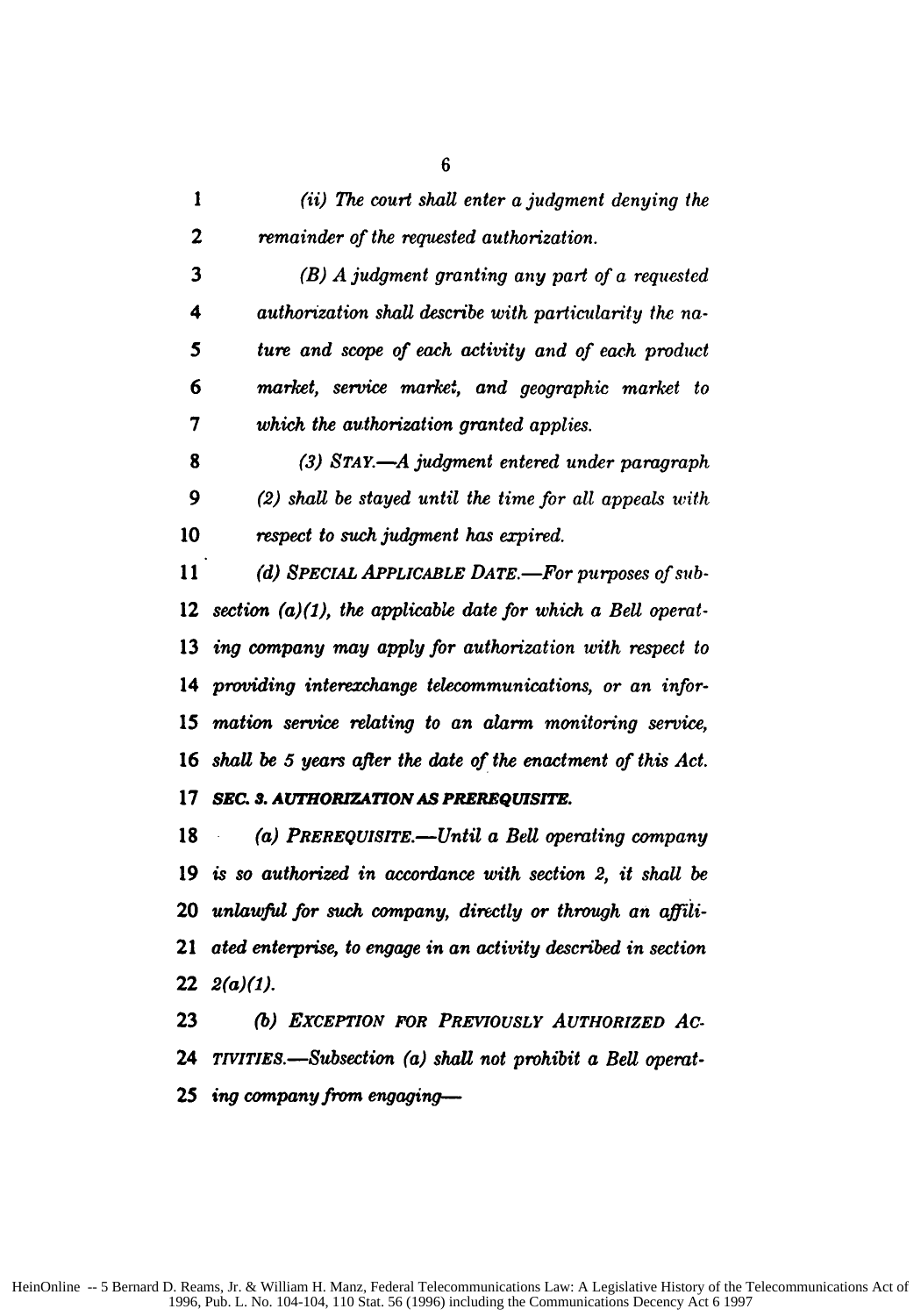*(ii) The court shall enter a judgment denying the remainder of the requested authorization.*

*(B) A judgment granting any part of a requested authorization shall describe with particularity the nature and scope of each activity and of each product market, service market, and geographic market to which the authorization granted applies.*

*(3) STAY.—A judgment entered under paragraph (2) shall be stayed until the time for all appeals with respect to such judgment has expired.*

*(d) SPECIAL APPLICABLE DATE.—For purposes of subsection (a)(1), the applicable date for which a Bell operating company may apply for authorization with respect to providing interexchange telecommunications, or an information service relating to an alarm monitoring service, shall be 5 years after the date of the enactment of this Act.*

***SEC. 3. AUTHORIZATION AS PREREQUISITE.***

*(a) PREREQUISITE.—Until a Bell operating company is so authorized in accordance with section 2, it shall be unlawful for such company, directly or through an affiliated enterprise, to engage in an activity described in section 2(a)(1).*

*(b) EXCEPTION FOR PREVIOUSLY AUTHORIZED ACTIVITIES.—Subsection (a) shall not prohibit a Bell operating company from engaging—*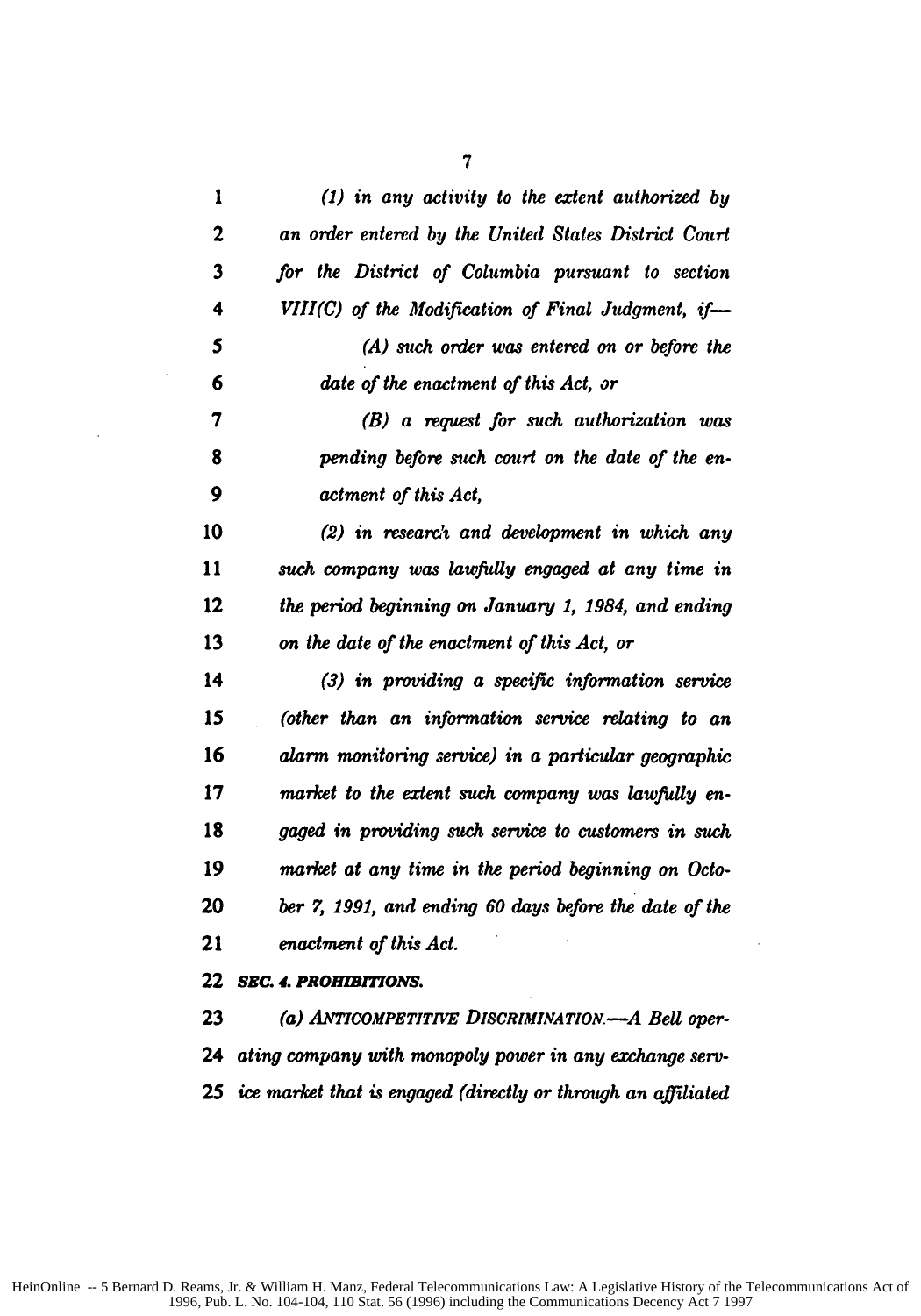*(1) in any activity to the extent authorized by an order entered by the United States District Court for the District of Columbia pursuant to section VIII(C) of the Modification of Final Judgment, if—*

*(A) such order was entered on or before the date of the enactment of this Act, or*

*(B) a request for such authorization was pending before such court on the date of the enactment of this Act,*

*(2) in research and development in which any such company was lawfully engaged at any time in the period beginning on January 1, 1984, and ending on the date of the enactment of this Act, or*

*(3) in providing a specific information service (other than an information service relating to an alarm monitoring service) in a particular geographic market to the extent such company was lawfully engaged in providing such service to customers in such market at any time in the period beginning on October 7, 1991, and ending 60 days before the date of the enactment of this Act.*

***SEC. 4. PROHIBITIONS.***

*(a) ANTICOMPETITIVE DISCRIMINATION.—A Bell operating company with monopoly power in any exchange service market that is engaged (directly or through an affiliated*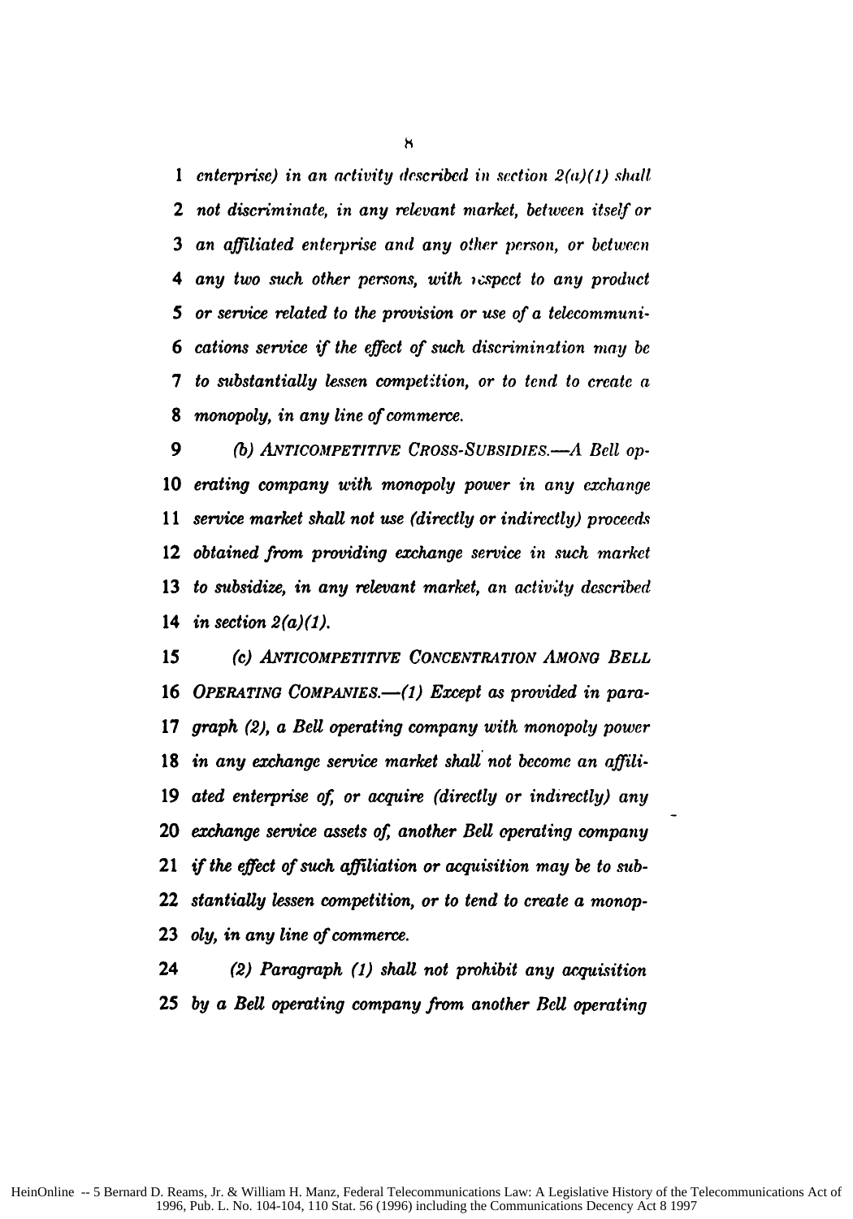*enterprise) in an activity described in section 2(a)(1) shall not discriminate, in any relevant market, between itself or an affiliated enterprise and any other person, or between any two such other persons, with respect to any product or service related to the provision or use of a telecommunications service if the effect of such discrimination may be to substantially lessen competition, or to tend to create a monopoly, in any line of commerce.*

*(b) ANTICOMPETITIVE CROSS-SUBSIDIES.—A Bell operating company with monopoly power in any exchange service market shall not use (directly or indirectly) proceeds obtained from providing exchange service in such market to subsidize, in any relevant market, an activity described in section 2(a)(1).*

*(c) ANTICOMPETITIVE CONCENTRATION AMONG BELL OPERATING COMPANIES.—(1) Except as provided in paragraph (2), a Bell operating company with monopoly power in any exchange service market shall not become an affiliated enterprise of, or acquire (directly or indirectly) any exchange service assets of, another Bell operating company if the effect of such affiliation or acquisition may be to substantially lessen competition, or to tend to create a monopoly, in any line of commerce.*

*(2) Paragraph (1) shall not prohibit any acquisition by a Bell operating company from another Bell operating*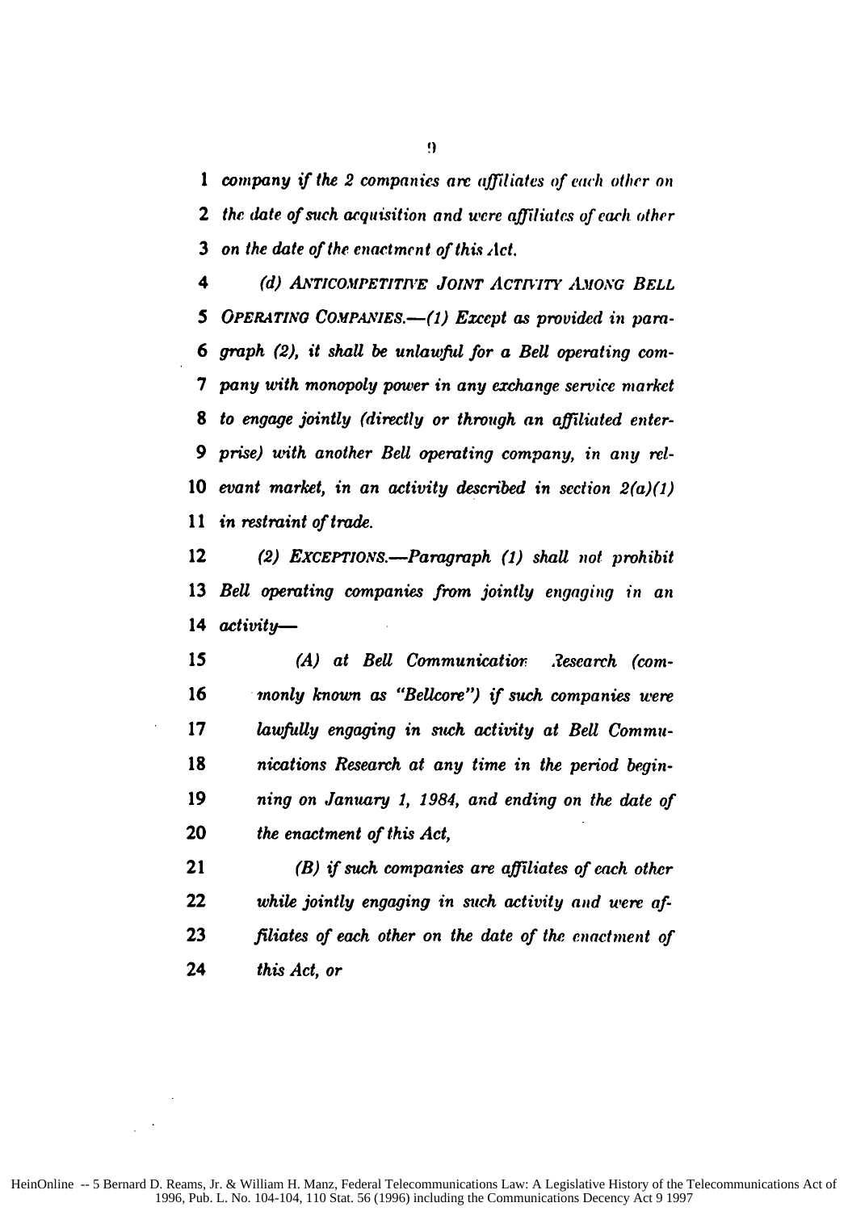*company if the 2 companies are affiliates of each other on the date of such acquisition and were affiliates of each other on the date of the enactment of this Act.*

*(d) ANTICOMPETITIVE JOINT ACTIVITY AMONG BELL OPERATING COMPANIES.—(1) Except as provided in paragraph (2), it shall be unlawful for a Bell operating company with monopoly power in any exchange service market to engage jointly (directly or through an affiliated enterprise) with another Bell operating company, in any relevant market, in an activity described in section 2(a)(1) in restraint of trade.*

*(2) EXCEPTIONS.—Paragraph (1) shall not prohibit Bell operating companies from jointly engaging in an activity—*

> *(A) at Bell Communications Research (commonly known as "Bellcore") if such companies were lawfully engaging in such activity at Bell Communications Research at any time in the period beginning on January 1, 1984, and ending on the date of the enactment of this Act,*
>
> *(B) if such companies are affiliates of each other while jointly engaging in such activity and were affiliates of each other on the date of the enactment of this Act, or*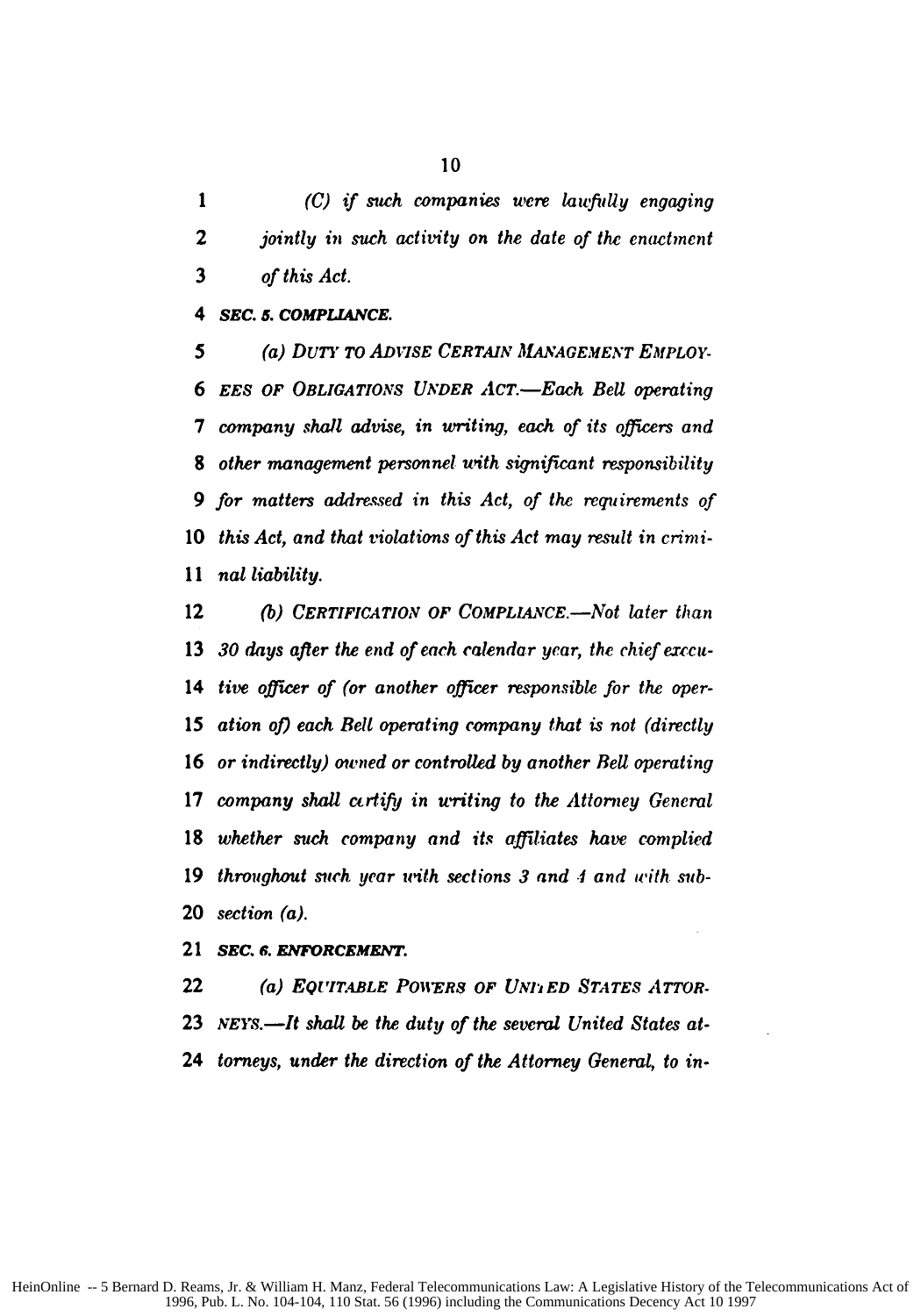(C) if such companies were lawfully engaging jointly in such activity on the date of the enactment of this Act.

**SEC. 5. COMPLIANCE.**

(a) DUTY TO ADVISE CERTAIN MANAGEMENT EMPLOYEES OF OBLIGATIONS UNDER ACT.—Each Bell operating company shall advise, in writing, each of its officers and other management personnel with significant responsibility for matters addressed in this Act, of the requirements of this Act, and that violations of this Act may result in criminal liability.

(b) CERTIFICATION OF COMPLIANCE.—Not later than 30 days after the end of each calendar year, the chief executive officer of (or another officer responsible for the operation of) each Bell operating company that is not (directly or indirectly) owned or controlled by another Bell operating company shall certify in writing to the Attorney General whether such company and its affiliates have complied throughout such year with sections 3 and 4 and with subsection (a).

**SEC. 6. ENFORCEMENT.**

(a) EQUITABLE POWERS OF UNITED STATES ATTORNEYS.—It shall be the duty of the several United States attorneys, under the direction of the Attorney General, to in-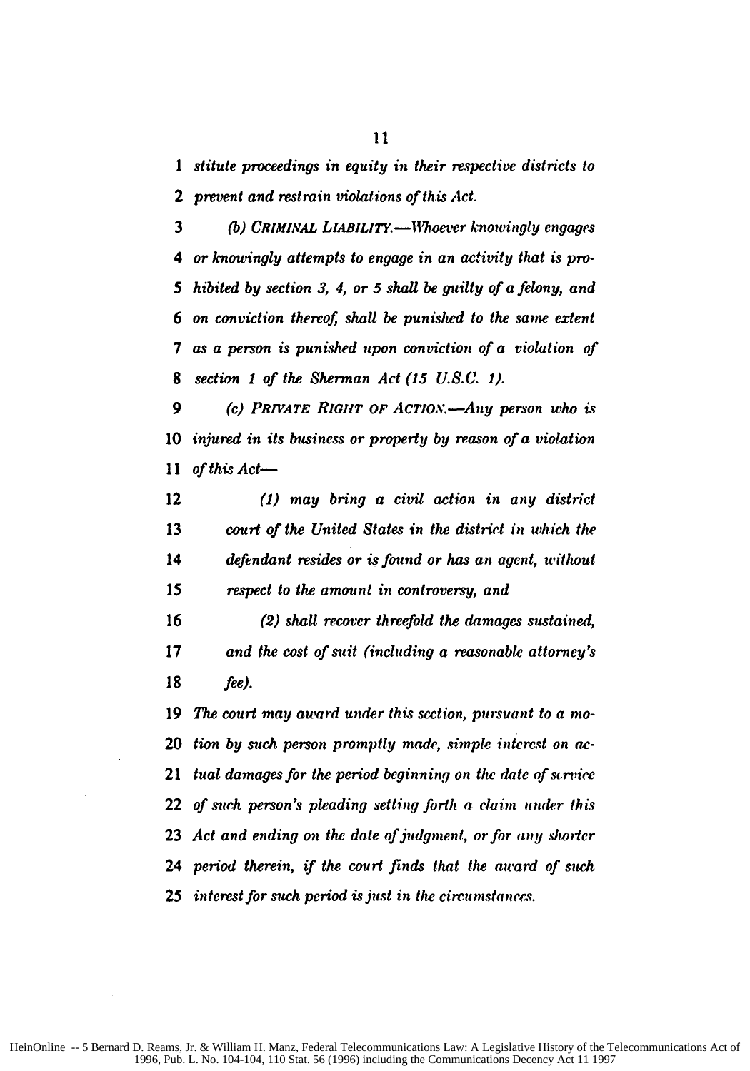*stitute proceedings in equity in their respective districts to prevent and restrain violations of this Act.*

*(b) CRIMINAL LIABILITY.—Whoever knowingly engages or knowingly attempts to engage in an activity that is prohibited by section 3, 4, or 5 shall be guilty of a felony, and on conviction thereof, shall be punished to the same extent as a person is punished upon conviction of a violation of section 1 of the Sherman Act (15 U.S.C. 1).*

*(c) PRIVATE RIGHT OF ACTION.—Any person who is injured in its business or property by reason of a violation of this Act—*

*(1) may bring a civil action in any district court of the United States in the district in which the defendant resides or is found or has an agent, without respect to the amount in controversy, and*

*(2) shall recover threefold the damages sustained, and the cost of suit (including a reasonable attorney's fee).*

*The court may award under this section, pursuant to a motion by such person promptly made, simple interest on actual damages for the period beginning on the date of service of such person's pleading setting forth a claim under this Act and ending on the date of judgment, or for any shorter period therein, if the court finds that the award of such interest for such period is just in the circumstances.*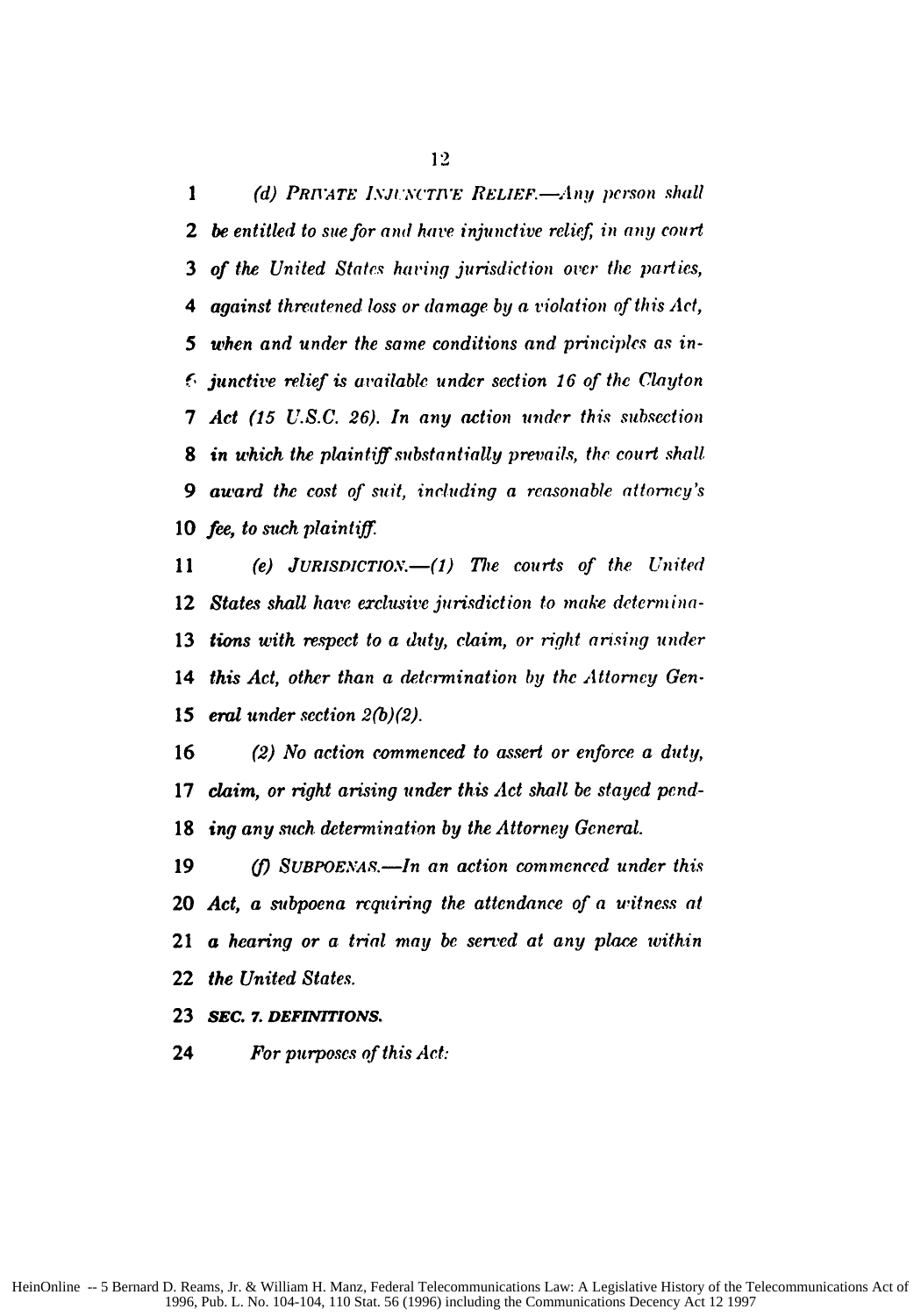*(d) PRIVATE INJUNCTIVE RELIEF.—Any person shall be entitled to sue for and have injunctive relief, in any court of the United States having jurisdiction over the parties, against threatened loss or damage by a violation of this Act, when and under the same conditions and principles as injunctive relief is available under section 16 of the Clayton Act (15 U.S.C. 26). In any action under this subsection in which the plaintiff substantially prevails, the court shall award the cost of suit, including a reasonable attorney's fee, to such plaintiff.*

*(e) JURISDICTION.—(1) The courts of the United States shall have exclusive jurisdiction to make determinations with respect to a duty, claim, or right arising under this Act, other than a determination by the Attorney General under section 2(b)(2).*

*(2) No action commenced to assert or enforce a duty, claim, or right arising under this Act shall be stayed pending any such determination by the Attorney General.*

*(f) SUBPOENAS.—In an action commenced under this Act, a subpoena requiring the attendance of a witness at a hearing or a trial may be served at any place within the United States.*

***SEC. 7. DEFINITIONS.***

*For purposes of this Act:*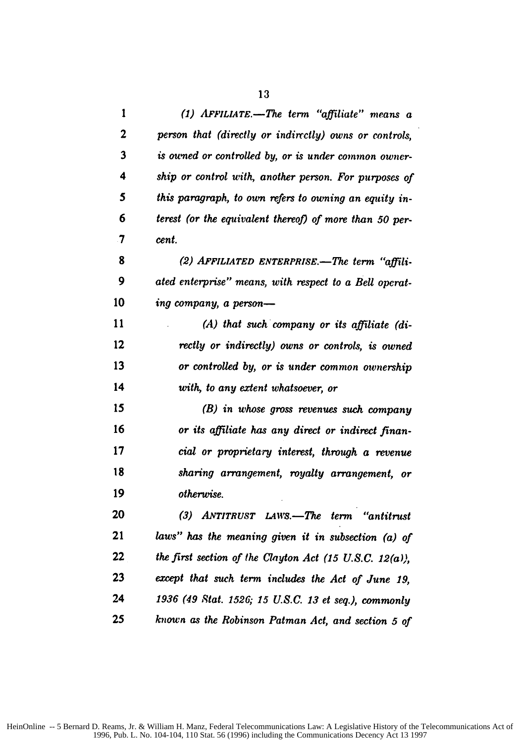*(1) AFFILIATE.—The term "affiliate" means a person that (directly or indirectly) owns or controls, is owned or controlled by, or is under common ownership or control with, another person. For purposes of this paragraph, to own refers to owning an equity interest (or the equivalent thereof) of more than 50 percent.*

*(2) AFFILIATED ENTERPRISE.—The term "affiliated enterprise" means, with respect to a Bell operating company, a person—*

*(A) that such company or its affiliate (directly or indirectly) owns or controls, is owned or controlled by, or is under common ownership with, to any extent whatsoever, or*

*(B) in whose gross revenues such company or its affiliate has any direct or indirect financial or proprietary interest, through a revenue sharing arrangement, royalty arrangement, or otherwise.*

*(3) ANTITRUST LAWS.—The term "antitrust laws" has the meaning given it in subsection (a) of the first section of the Clayton Act (15 U.S.C. 12(a)), except that such term includes the Act of June 19, 1936 (49 Stat. 1526; 15 U.S.C. 13 et seq.), commonly known as the Robinson Patman Act, and section 5 of*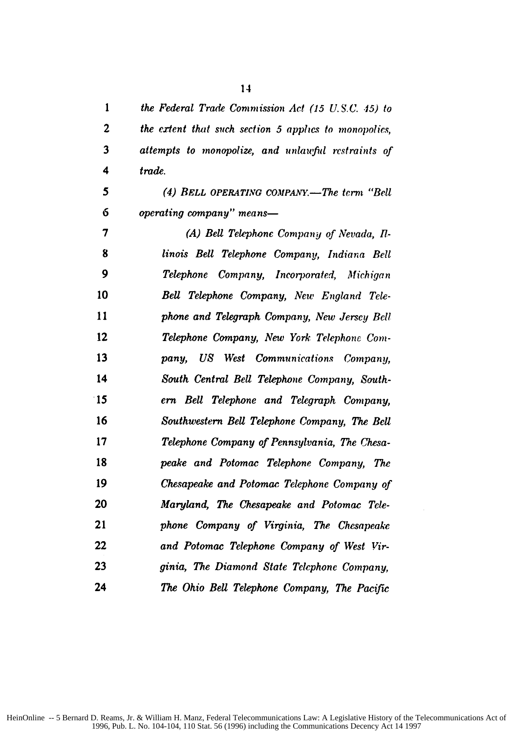*the Federal Trade Commission Act (15 U.S.C. 45) to the extent that such section 5 applies to monopolies, attempts to monopolize, and unlawful restraints of trade.*

*(4) BELL OPERATING COMPANY.—The term "Bell operating company" means—*

*(A) Bell Telephone Company of Nevada, Illinois Bell Telephone Company, Indiana Bell Telephone Company, Incorporated, Michigan Bell Telephone Company, New England Telephone and Telegraph Company, New Jersey Bell Telephone Company, New York Telephone Company, US West Communications Company, South Central Bell Telephone Company, Southern Bell Telephone and Telegraph Company, Southwestern Bell Telephone Company, The Bell Telephone Company of Pennsylvania, The Chesapeake and Potomac Telephone Company, The Chesapeake and Potomac Telephone Company of Maryland, The Chesapeake and Potomac Telephone Company of Virginia, The Chesapeake and Potomac Telephone Company of West Virginia, The Diamond State Telephone Company, The Ohio Bell Telephone Company, The Pacific*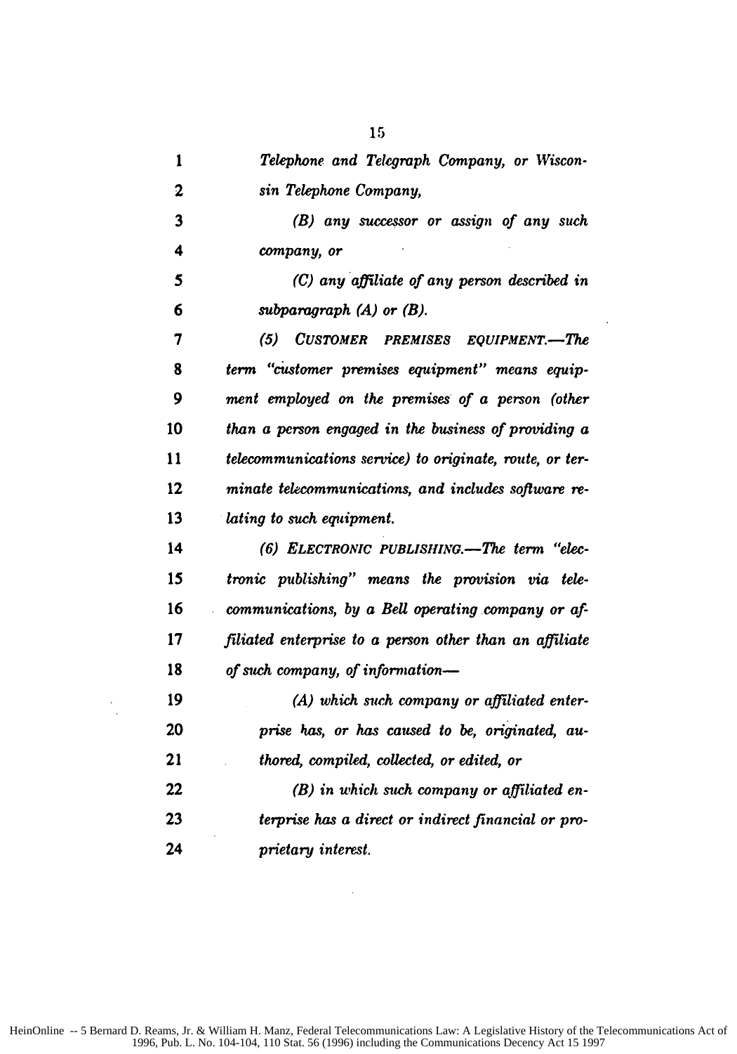*Telephone and Telegraph Company, or Wisconsin Telephone Company,*

*(B) any successor or assign of any such company, or*

*(C) any affiliate of any person described in subparagraph (A) or (B).*

*(5) CUSTOMER PREMISES EQUIPMENT.—The term "customer premises equipment" means equipment employed on the premises of a person (other than a person engaged in the business of providing a telecommunications service) to originate, route, or terminate telecommunications, and includes software relating to such equipment.*

*(6) ELECTRONIC PUBLISHING.—The term "electronic publishing" means the provision via telecommunications, by a Bell operating company or affiliated enterprise to a person other than an affiliate of such company, of information—*

*(A) which such company or affiliated enterprise has, or has caused to be, originated, authored, compiled, collected, or edited, or*

*(B) in which such company or affiliated enterprise has a direct or indirect financial or proprietary interest.*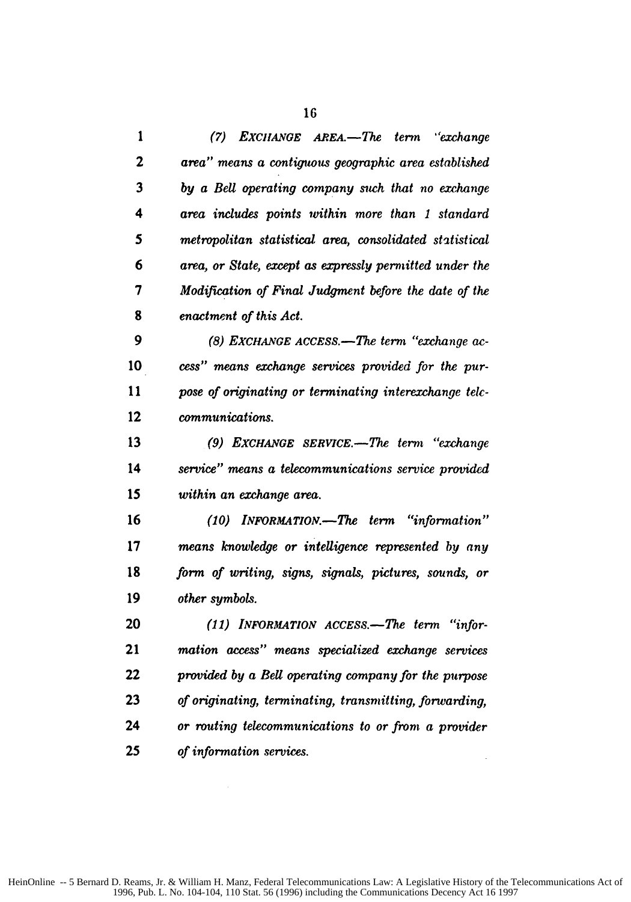(7) *EXCHANGE AREA.—The term "exchange area" means a contiguous geographic area established by a Bell operating company such that no exchange area includes points within more than 1 standard metropolitan statistical area, consolidated statistical area, or State, except as expressly permitted under the Modification of Final Judgment before the date of the enactment of this Act.*

(8) *EXCHANGE ACCESS.—The term "exchange access" means exchange services provided for the purpose of originating or terminating interexchange telecommunications.*

(9) *EXCHANGE SERVICE.—The term "exchange service" means a telecommunications service provided within an exchange area.*

(10) *INFORMATION.—The term "information" means knowledge or intelligence represented by any form of writing, signs, signals, pictures, sounds, or other symbols.*

(11) *INFORMATION ACCESS.—The term "information access" means specialized exchange services provided by a Bell operating company for the purpose of originating, terminating, transmitting, forwarding, or routing telecommunications to or from a provider of information services.*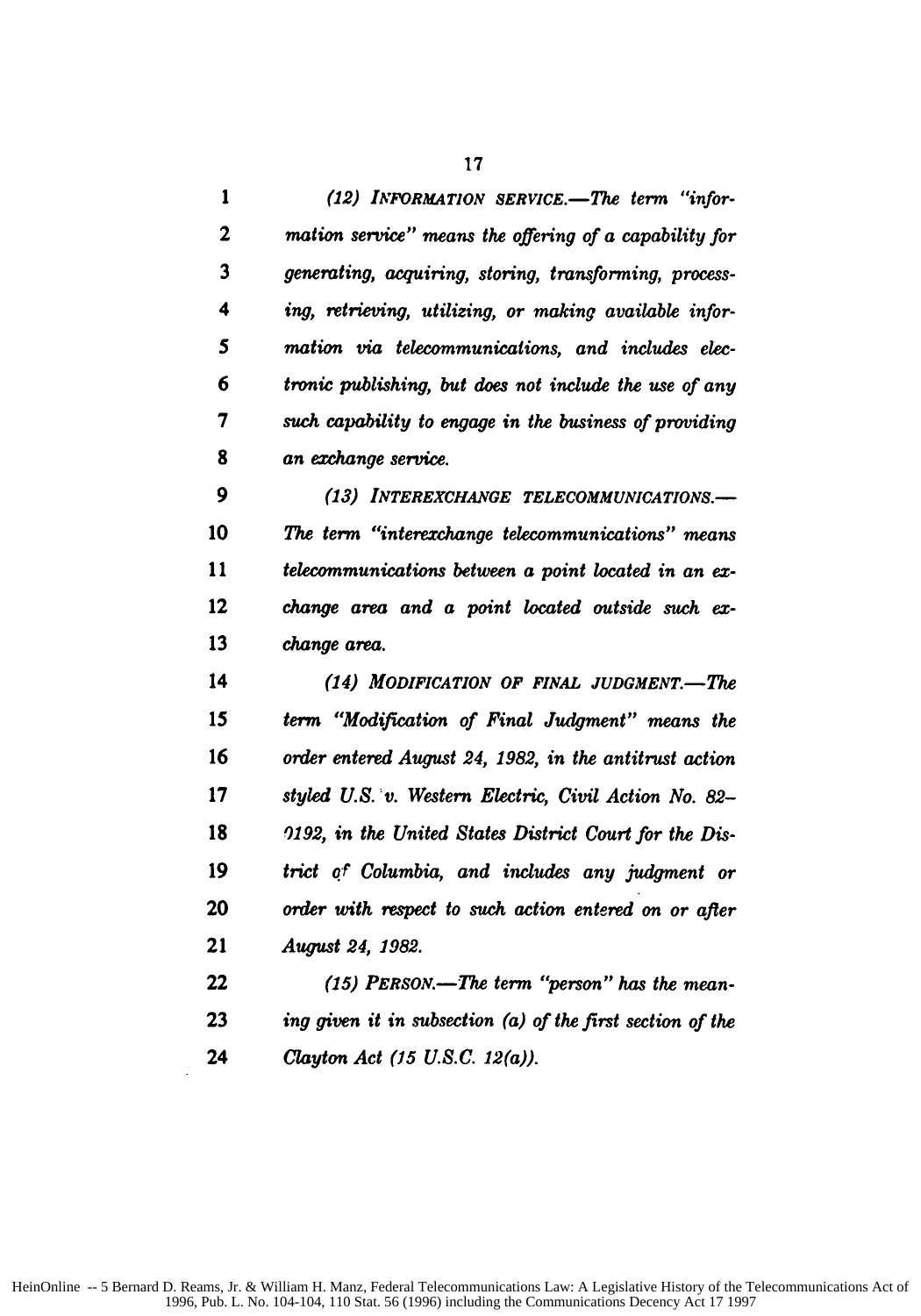*(12) INFORMATION SERVICE.—The term "information service" means the offering of a capability for generating, acquiring, storing, transforming, processing, retrieving, utilizing, or making available information via telecommunications, and includes electronic publishing, but does not include the use of any such capability to engage in the business of providing an exchange service.*

*(13) INTEREXCHANGE TELECOMMUNICATIONS.—The term "interexchange telecommunications" means telecommunications between a point located in an exchange area and a point located outside such exchange area.*

*(14) MODIFICATION OF FINAL JUDGMENT.—The term "Modification of Final Judgment" means the order entered August 24, 1982, in the antitrust action styled U.S. v. Western Electric, Civil Action No. 82-0192, in the United States District Court for the District of Columbia, and includes any judgment or order with respect to such action entered on or after August 24, 1982.*

*(15) PERSON.—The term "person" has the meaning given it in subsection (a) of the first section of the Clayton Act (15 U.S.C. 12(a)).*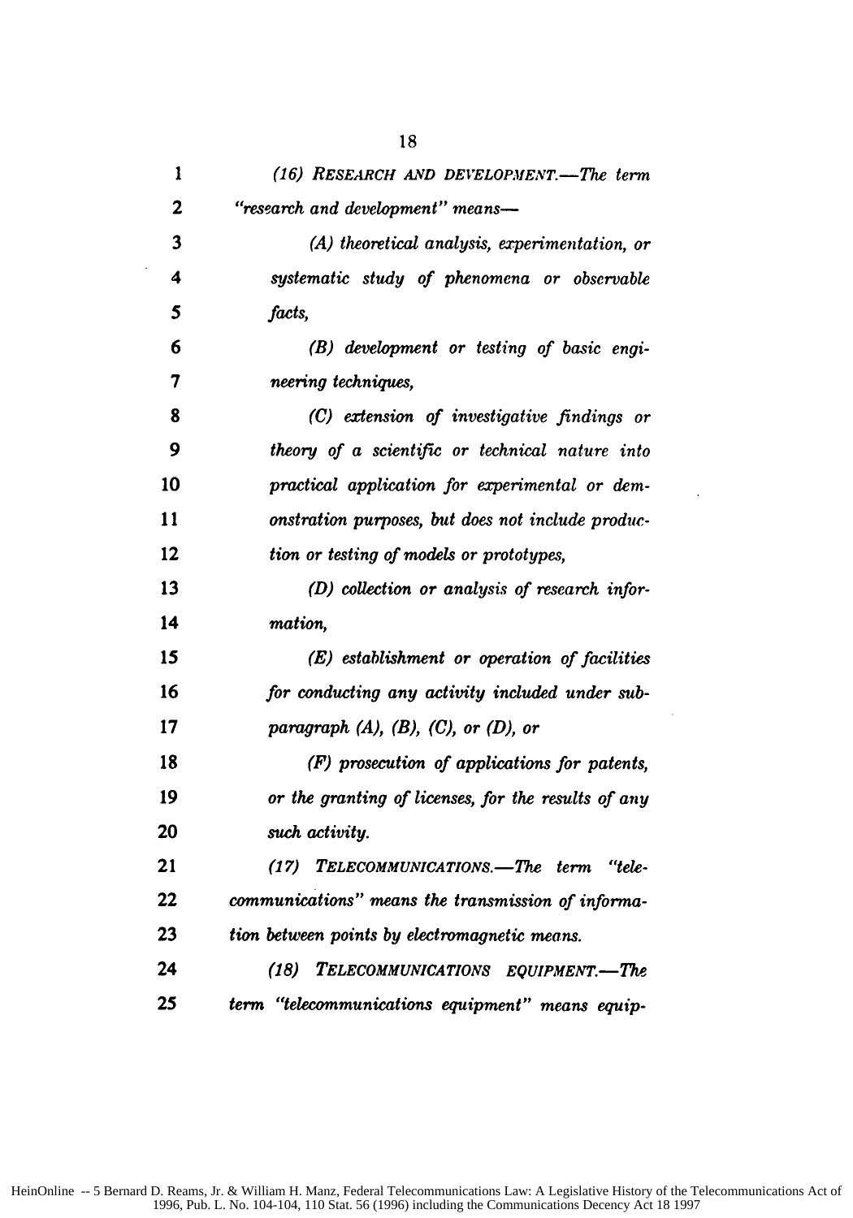*(16) RESEARCH AND DEVELOPMENT.—The term "research and development" means—*

*(A) theoretical analysis, experimentation, or systematic study of phenomena or observable facts,*

*(B) development or testing of basic engineering techniques,*

*(C) extension of investigative findings or theory of a scientific or technical nature into practical application for experimental or demonstration purposes, but does not include production or testing of models or prototypes,*

*(D) collection or analysis of research information,*

*(E) establishment or operation of facilities for conducting any activity included under subparagraph (A), (B), (C), or (D), or*

*(F) prosecution of applications for patents, or the granting of licenses, for the results of any such activity.*

*(17) TELECOMMUNICATIONS.—The term "telecommunications" means the transmission of information between points by electromagnetic means.*

*(18) TELECOMMUNICATIONS EQUIPMENT.—The term "telecommunications equipment" means equip-*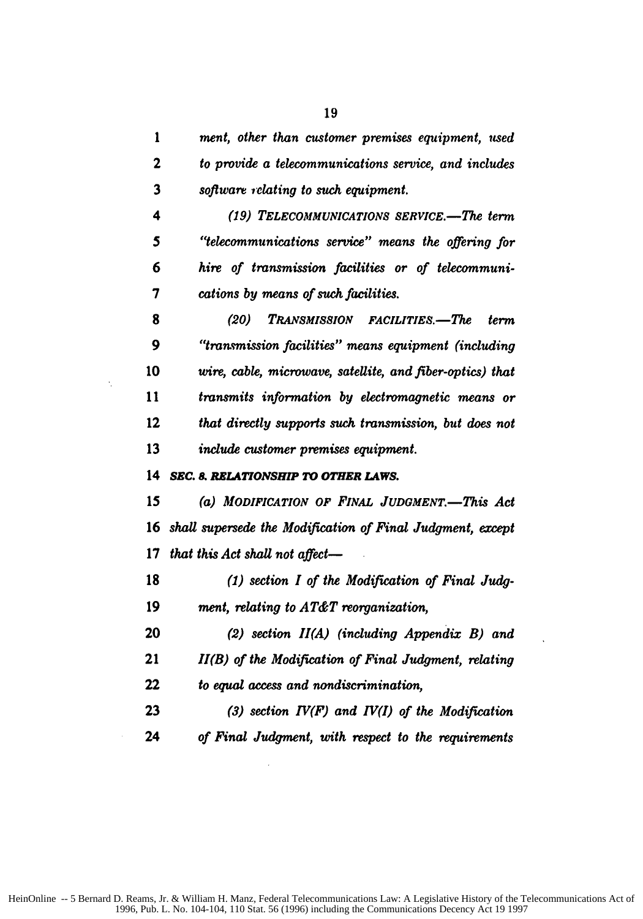*ment, other than customer premises equipment, used to provide a telecommunications service, and includes software relating to such equipment.*

*(19) TELECOMMUNICATIONS SERVICE.—The term "telecommunications service" means the offering for hire of transmission facilities or of telecommunications by means of such facilities.*

*(20) TRANSMISSION FACILITIES.—The term "transmission facilities" means equipment (including wire, cable, microwave, satellite, and fiber-optics) that transmits information by electromagnetic means or that directly supports such transmission, but does not include customer premises equipment.*

***SEC. 8. RELATIONSHIP TO OTHER LAWS.***

*(a) MODIFICATION OF FINAL JUDGMENT.—This Act shall supersede the Modification of Final Judgment, except that this Act shall not affect—*

*(1) section I of the Modification of Final Judgment, relating to AT&T reorganization,*

*(2) section II(A) (including Appendix B) and II(B) of the Modification of Final Judgment, relating to equal access and nondiscrimination,*

*(3) section IV(F) and IV(I) of the Modification of Final Judgment, with respect to the requirements*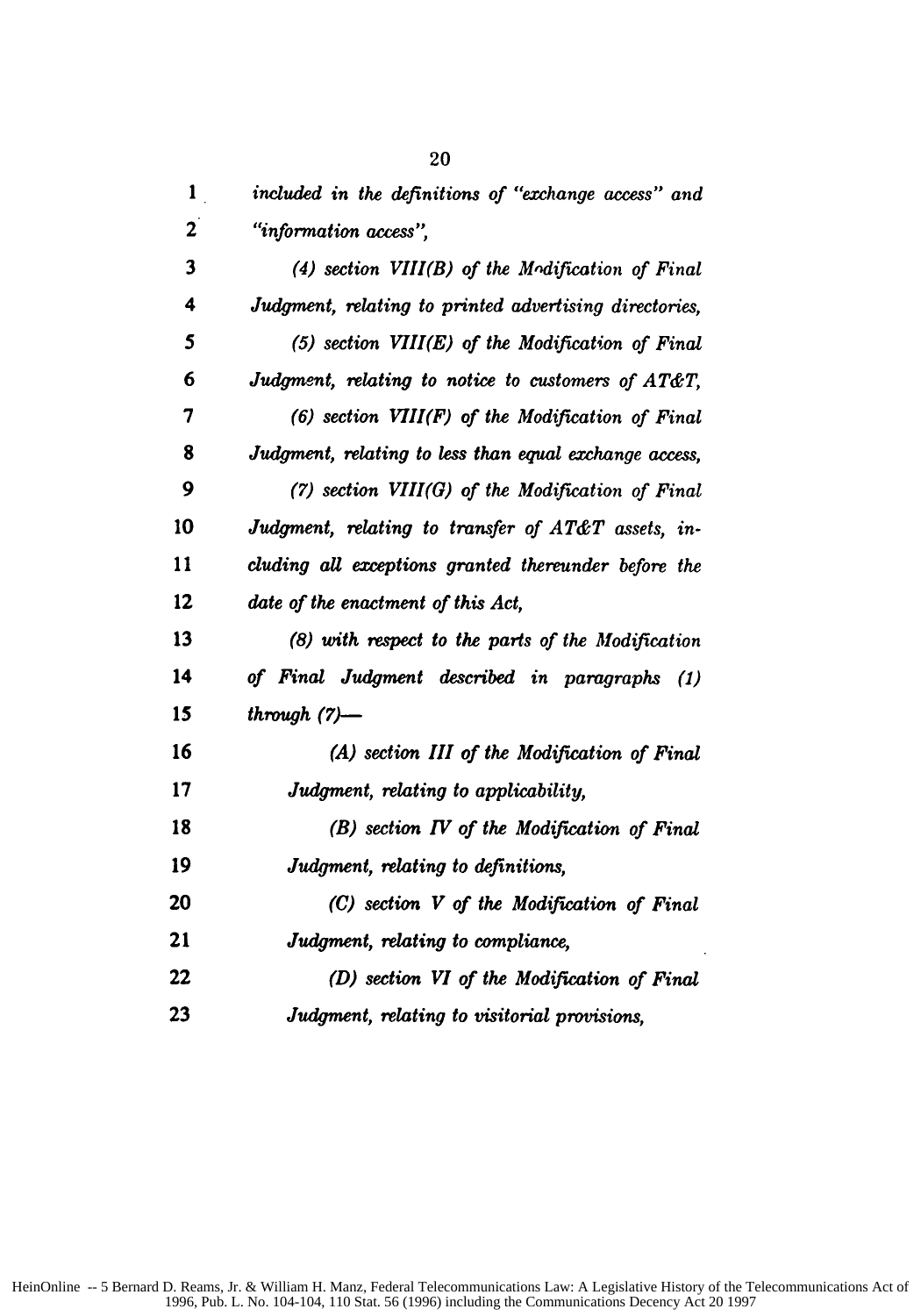*included in the definitions of "exchange access" and "information access",*

*(4) section VIII(B) of the Modification of Final Judgment, relating to printed advertising directories,*

*(5) section VIII(E) of the Modification of Final Judgment, relating to notice to customers of AT&T,*

*(6) section VIII(F) of the Modification of Final Judgment, relating to less than equal exchange access,*

*(7) section VIII(G) of the Modification of Final Judgment, relating to transfer of AT&T assets, including all exceptions granted thereunder before the date of the enactment of this Act,*

*(8) with respect to the parts of the Modification of Final Judgment described in paragraphs (1) through (7)—*

*(A) section III of the Modification of Final Judgment, relating to applicability,*

*(B) section IV of the Modification of Final Judgment, relating to definitions,*

*(C) section V of the Modification of Final Judgment, relating to compliance,*

*(D) section VI of the Modification of Final Judgment, relating to visitorial provisions,*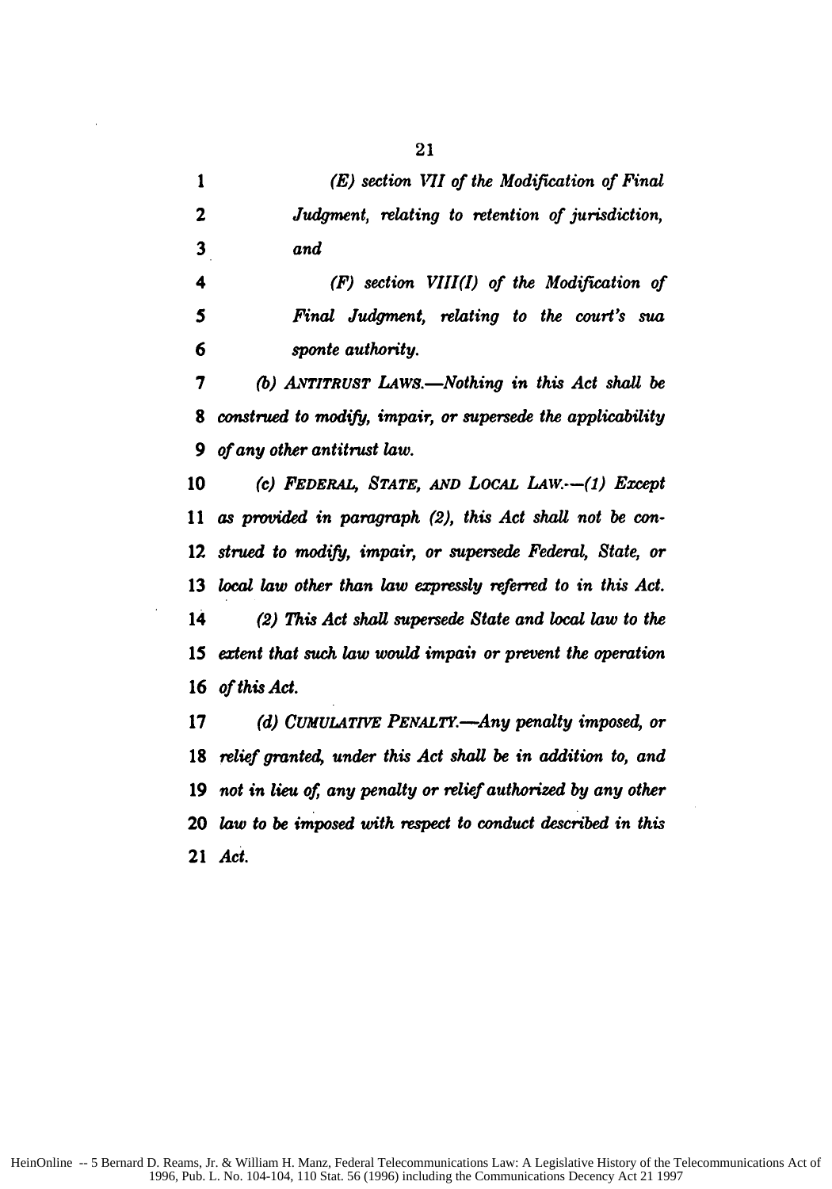*(E) section VII of the Modification of Final Judgment, relating to retention of jurisdiction, and*

*(F) section VIII(I) of the Modification of Final Judgment, relating to the court's sua sponte authority.*

*(b) ANTITRUST LAWS.—Nothing in this Act shall be construed to modify, impair, or supersede the applicability of any other antitrust law.*

*(c) FEDERAL, STATE, AND LOCAL LAW.—(1) Except as provided in paragraph (2), this Act shall not be construed to modify, impair, or supersede Federal, State, or local law other than law expressly referred to in this Act.*

*(2) This Act shall supersede State and local law to the extent that such law would impair or prevent the operation of this Act.*

*(d) CUMULATIVE PENALTY.—Any penalty imposed, or relief granted, under this Act shall be in addition to, and not in lieu of, any penalty or relief authorized by any other law to be imposed with respect to conduct described in this Act.*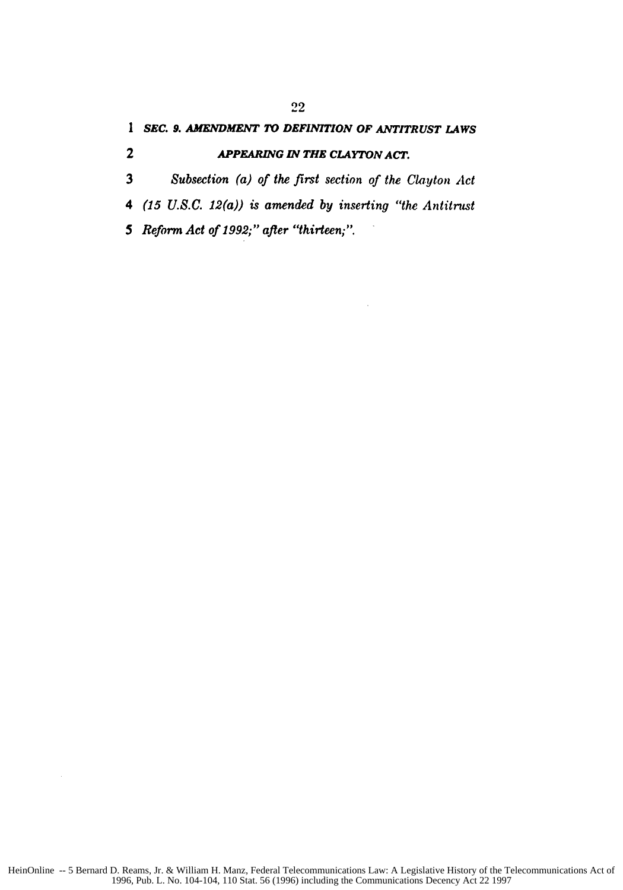**SEC. 9. AMENDMENT TO DEFINITION OF ANTITRUST LAWS APPEARING IN THE CLAYTON ACT.**

*Subsection (a) of the first section of the Clayton Act (15 U.S.C. 12(a)) is amended by inserting "the Antitrust Reform Act of 1992;" after "thirteen;".*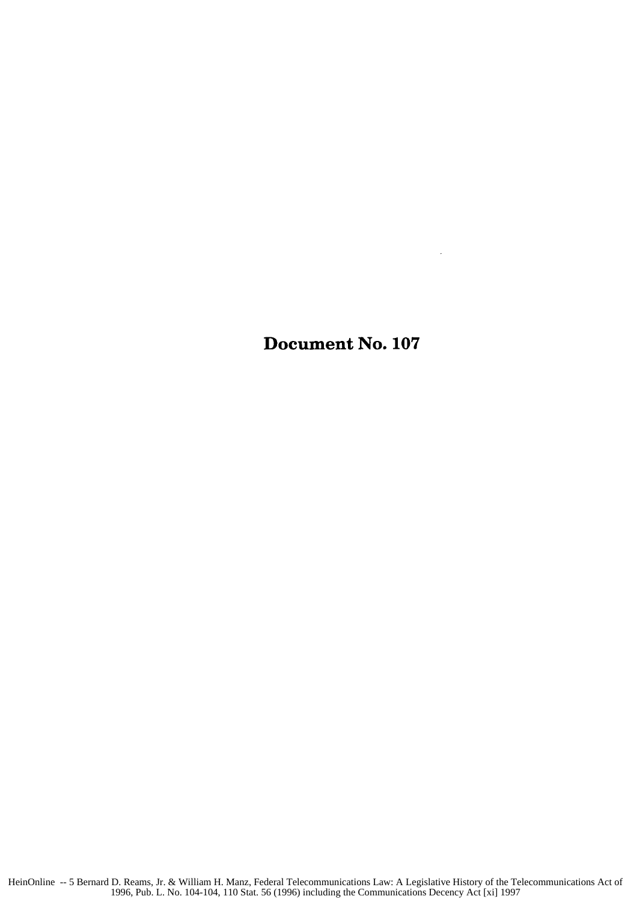# Document No. 107